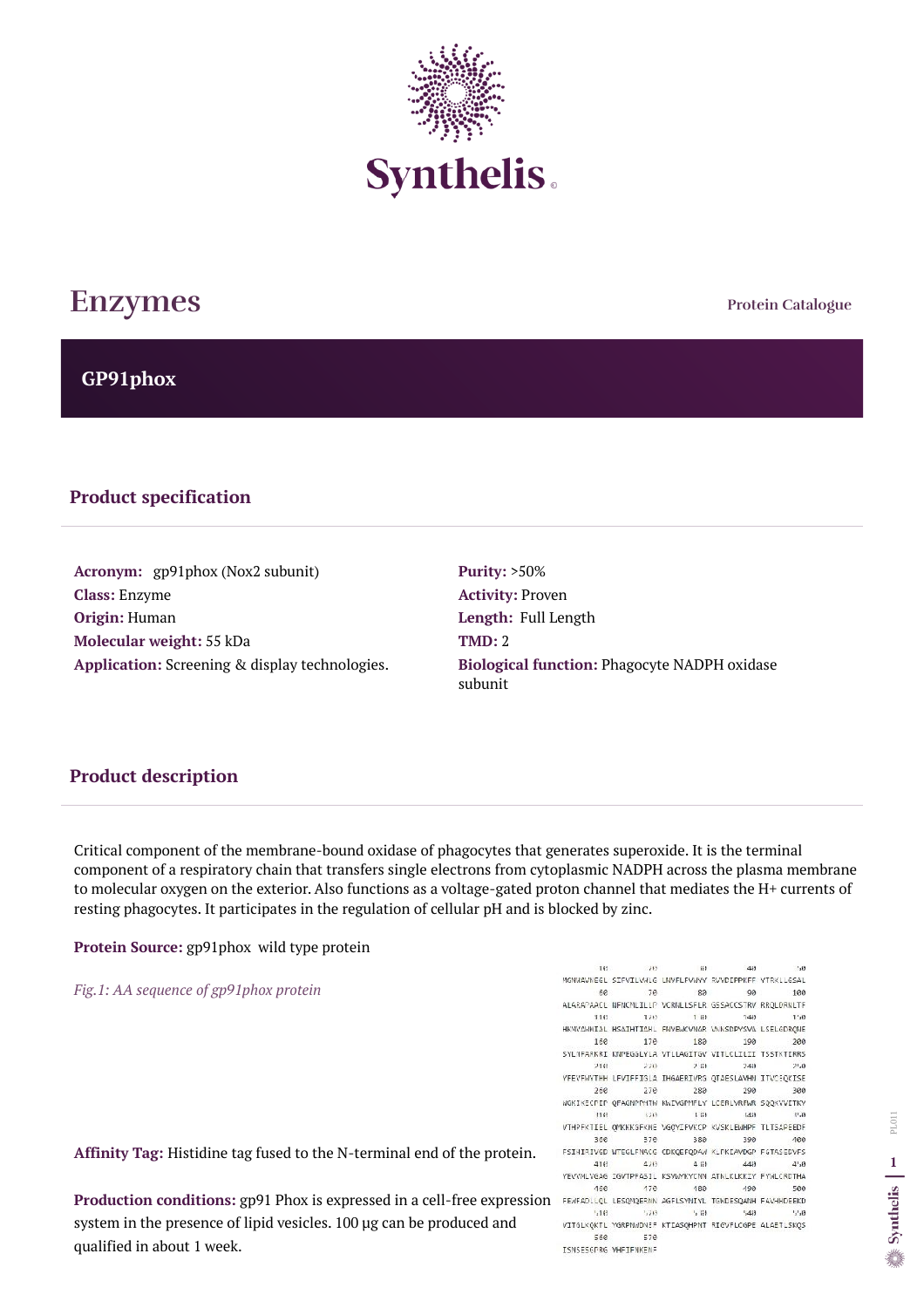# Enzymes

Protein Catalogue

## GP91phox

### Product specification

**Acronym:** gp91phox (Nox2 subunit)
**Class:** Enzyme
**Origin:** Human
**Molecular weight:** 55 kDa
**Application:** Screening & display technologies.

**Purity:** >50%
**Activity:** Proven
**Length:** Full Length
**TMD:** 2
**Biological function:** Phagocyte NADPH oxidase subunit

### Product description

Critical component of the membrane-bound oxidase of phagocytes that generates superoxide. It is the terminal component of a respiratory chain that transfers single electrons from cytoplasmic NADPH across the plasma membrane to molecular oxygen on the exterior. Also functions as a voltage-gated proton channel that mediates the H+ currents of resting phagocytes. It participates in the regulation of cellular pH and is blocked by zinc.

**Protein Source:** gp91phox wild type protein

*Fig.1: AA sequence of gp91phox protein*

```
        10         20         30         40         50
MGNWAVNEGL SIFVILVWLG LNVFLFVWYY RVYDIPPKFF YTRKLLGSAL
        60         70         80         90        100
ALARAPAACL NFNCMLILLP VCRNLLSFLR GSSACCSTRV RRQLDRNLTF
       110        120        130        140        150
HKMVAWMIAL HSAIHTIAHL FNVEWCVNAR VNNSDPYSVA LSELGDRQNE
       160        170        180        190        200
SYLNFARKRI KNPEGGLYLA VTLLAGITGV VITLCLILII TSSTKTIRRS
       210        220        230        240        250
YFEVFWYTHH LFVIFFIGLA IHGAERIVRG QTAESLAVHN ITVCEQKISE
       260        270        280        290        300
WGKIKECPIP QFAGNPPMTW KWIVGPMFLY LCERLVRFWR SQQKVVITKV
       310        320        330        340        350
VTHPFKTIEL QMKKKGFKME VGQYIFVKCP KVSKLEWHPF TLTSAPEEDF
       360        370        380        390        400
FSIHIRIVGD WTEGLFNACG CDKQEFQDAW KLPKIAVDGP FGTASEDVFS
       410        420        430        440        450
YEVVMLVGAG IGVTPFASIL KSVWYKYCNN ATNLKLKKIY FYWLCRDTHA
       460        470        480        490        500
FEWFADLLQL LESQMQERNN AGFLSYNIYL TGWDESQANH FAVHHDEEKD
       510        520        530        540        550
VITGLKQKTL YGRPNWDNEF KTIASQHPNT RIGVFLCGPE ALAETLSKQS
       560        570
ISNSESGPRG VHFIFNKENF
```

**Affinity Tag:** Histidine tag fused to the N-terminal end of the protein.

**Production conditions:** gp91 Phox is expressed in a cell-free expression system in the presence of lipid vesicles. 100 µg can be produced and qualified in about 1 week.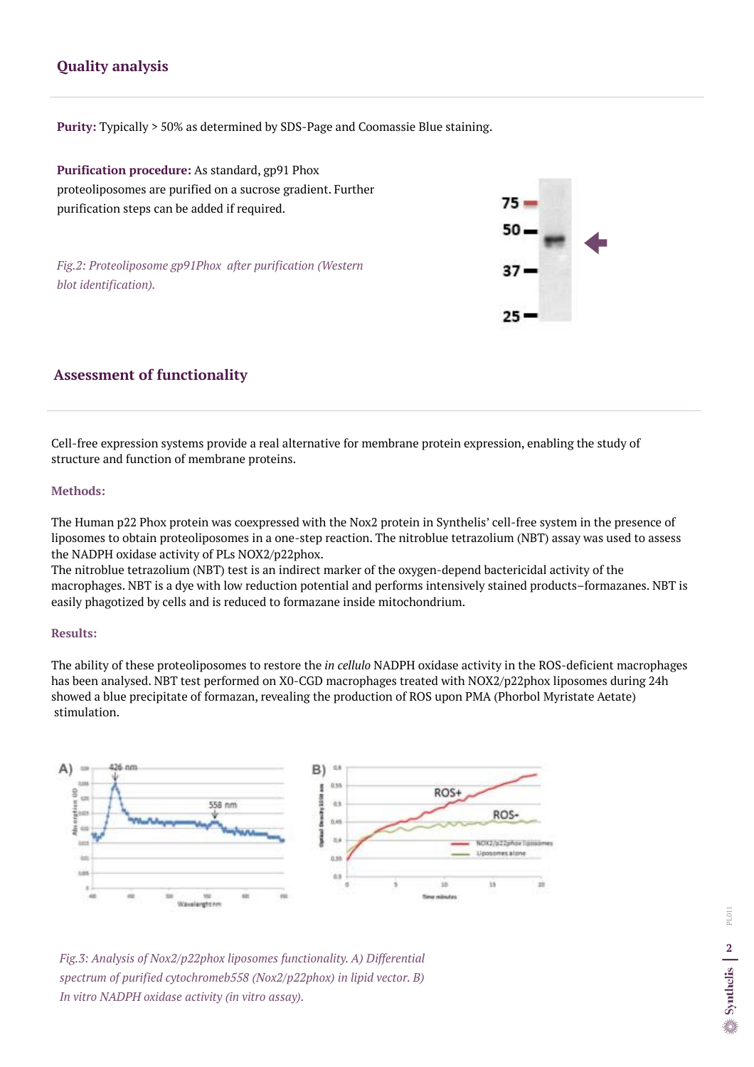## Quality analysis

**Purity:** Typically > 50% as determined by SDS-Page and Coomassie Blue staining.

**Purification procedure:** As standard, gp91 Phox proteoliposomes are purified on a sucrose gradient. Further purification steps can be added if required.

*Fig.2: Proteoliposome gp91Phox after purification (Western blot identification).*

## Assessment of functionality

Cell-free expression systems provide a real alternative for membrane protein expression, enabling the study of structure and function of membrane proteins.

### Methods:

The Human p22 Phox protein was coexpressed with the Nox2 protein in Synthelis' cell-free system in the presence of liposomes to obtain proteoliposomes in a one-step reaction. The nitroblue tetrazolium (NBT) assay was used to assess the NADPH oxidase activity of PLs NOX2/p22phox.
The nitroblue tetrazolium (NBT) test is an indirect marker of the oxygen-depend bactericidal activity of the macrophages. NBT is a dye with low reduction potential and performs intensively stained products–formazanes. NBT is easily phagotized by cells and is reduced to formazane inside mitochondrium.

### Results:

The ability of these proteoliposomes to restore the *in cellulo* NADPH oxidase activity in the ROS-deficient macrophages has been analysed. NBT test performed on X0-CGD macrophages treated with NOX2/p22phox liposomes during 24h showed a blue precipitate of formazan, revealing the production of ROS upon PMA (Phorbol Myristate Aetate) stimulation.

*Fig.3: Analysis of Nox2/p22phox liposomes functionality. A) Differential spectrum of purified cytochromeb558 (Nox2/p22phox) in lipid vector. B) In vitro NADPH oxidase activity (in vitro assay).*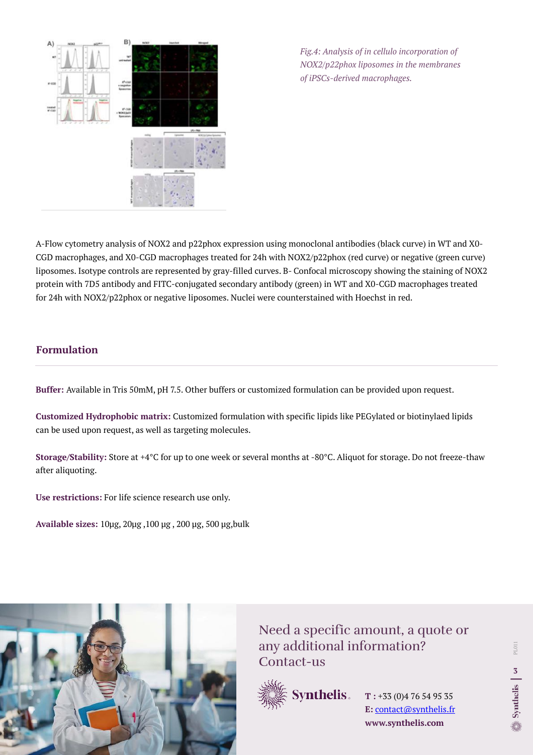*Fig.4: Analysis of in cellulo incorporation of NOX2/p22phox liposomes in the membranes of iPSCs-derived macrophages.*

A-Flow cytometry analysis of NOX2 and p22phox expression using monoclonal antibodies (black curve) in WT and X0-CGD macrophages, and X0-CGD macrophages treated for 24h with NOX2/p22phox (red curve) or negative (green curve) liposomes. Isotype controls are represented by gray-filled curves. B- Confocal microscopy showing the staining of NOX2 protein with 7D5 antibody and FITC-conjugated secondary antibody (green) in WT and X0-CGD macrophages treated for 24h with NOX2/p22phox or negative liposomes. Nuclei were counterstained with Hoechst in red.

## Formulation

**Buffer:** Available in Tris 50mM, pH 7.5. Other buffers or customized formulation can be provided upon request.

**Customized Hydrophobic matrix:** Customized formulation with specific lipids like PEGylated or biotinylaed lipids can be used upon request, as well as targeting molecules.

**Storage/Stability:** Store at +4°C for up to one week or several months at -80°C. Aliquot for storage. Do not freeze-thaw after aliquoting.

**Use restrictions:** For life science research use only.

**Available sizes:** 10µg, 20µg ,100 µg , 200 µg, 500 µg,bulk

Need a specific amount, a quote or any additional information? Contact-us

Synthelis

**T :** +33 (0)4 76 54 95 35
**E:** contact@synthelis.fr
**www.synthelis.com**